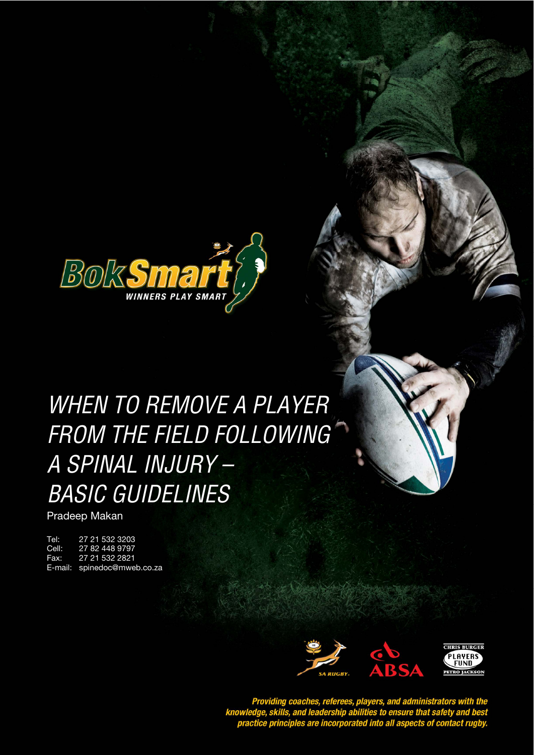BokSmart

WINNERS PLAY SMART

# *WHEN TO REMOVE A PLAYER FROM THE FIELD FOLLOWING A SPINAL INJURY – BASIC GUIDELINES*

Pradeep Makan

Tel: 27 21 532 3203
Cell: 27 82 448 9797
Fax: 27 21 532 2821
E-mail: spinedoc@mweb.co.za

SA RUGBY

ABSA

CHRIS BURGER PLAYERS FUND PETRO JACKSON

***Providing coaches, referees, players, and administrators with the knowledge, skills, and leadership abilities to ensure that safety and best practice principles are incorporated into all aspects of contact rugby.***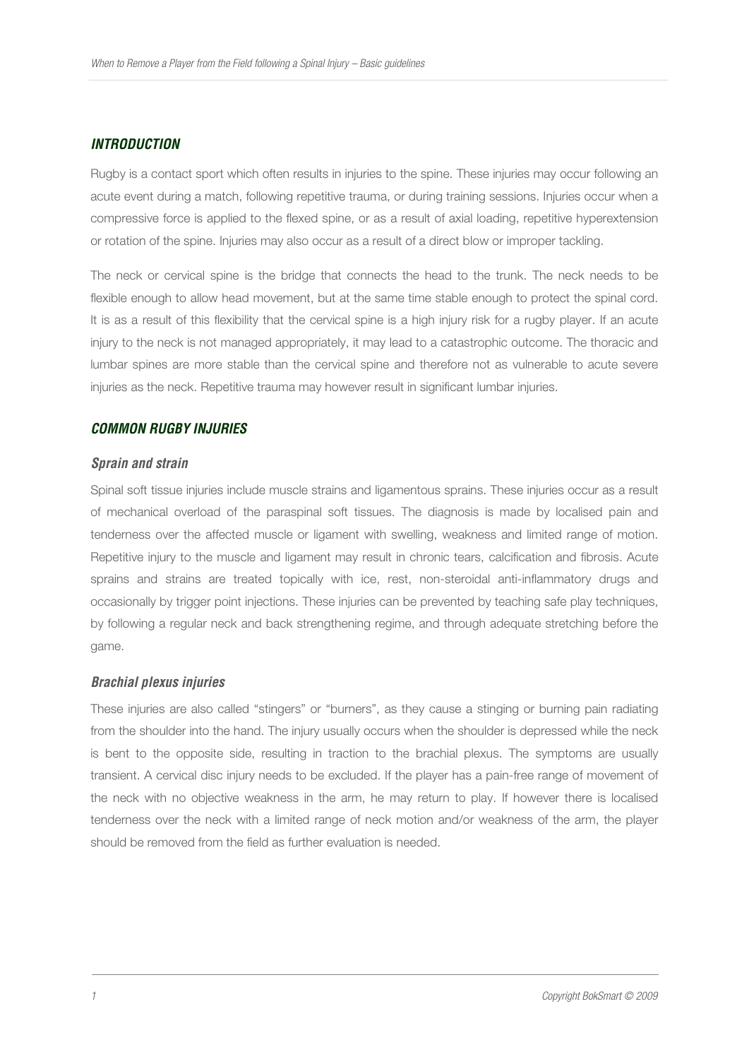## INTRODUCTION

Rugby is a contact sport which often results in injuries to the spine. These injuries may occur following an acute event during a match, following repetitive trauma, or during training sessions. Injuries occur when a compressive force is applied to the flexed spine, or as a result of axial loading, repetitive hyperextension or rotation of the spine. Injuries may also occur as a result of a direct blow or improper tackling.

The neck or cervical spine is the bridge that connects the head to the trunk. The neck needs to be flexible enough to allow head movement, but at the same time stable enough to protect the spinal cord. It is as a result of this flexibility that the cervical spine is a high injury risk for a rugby player. If an acute injury to the neck is not managed appropriately, it may lead to a catastrophic outcome. The thoracic and lumbar spines are more stable than the cervical spine and therefore not as vulnerable to acute severe injuries as the neck. Repetitive trauma may however result in significant lumbar injuries.

## COMMON RUGBY INJURIES

### Sprain and strain

Spinal soft tissue injuries include muscle strains and ligamentous sprains. These injuries occur as a result of mechanical overload of the paraspinal soft tissues. The diagnosis is made by localised pain and tenderness over the affected muscle or ligament with swelling, weakness and limited range of motion. Repetitive injury to the muscle and ligament may result in chronic tears, calcification and fibrosis. Acute sprains and strains are treated topically with ice, rest, non-steroidal anti-inflammatory drugs and occasionally by trigger point injections. These injuries can be prevented by teaching safe play techniques, by following a regular neck and back strengthening regime, and through adequate stretching before the game.

### Brachial plexus injuries

These injuries are also called "stingers" or "burners", as they cause a stinging or burning pain radiating from the shoulder into the hand. The injury usually occurs when the shoulder is depressed while the neck is bent to the opposite side, resulting in traction to the brachial plexus. The symptoms are usually transient. A cervical disc injury needs to be excluded. If the player has a pain-free range of movement of the neck with no objective weakness in the arm, he may return to play. If however there is localised tenderness over the neck with a limited range of neck motion and/or weakness of the arm, the player should be removed from the field as further evaluation is needed.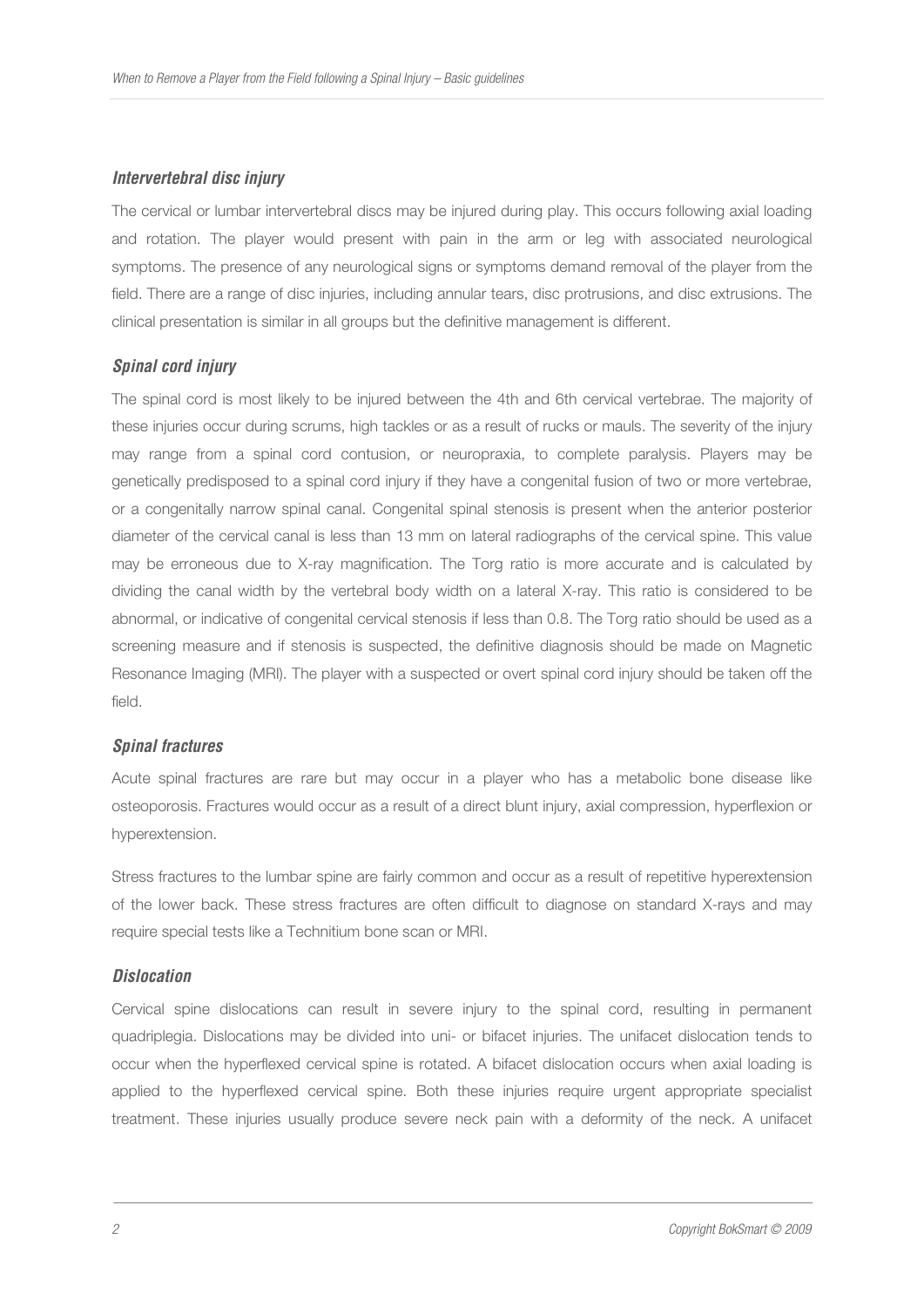### *Intervertebral disc injury*

The cervical or lumbar intervertebral discs may be injured during play. This occurs following axial loading and rotation. The player would present with pain in the arm or leg with associated neurological symptoms. The presence of any neurological signs or symptoms demand removal of the player from the field. There are a range of disc injuries, including annular tears, disc protrusions, and disc extrusions. The clinical presentation is similar in all groups but the definitive management is different.

### *Spinal cord injury*

The spinal cord is most likely to be injured between the 4th and 6th cervical vertebrae. The majority of these injuries occur during scrums, high tackles or as a result of rucks or mauls. The severity of the injury may range from a spinal cord contusion, or neuropraxia, to complete paralysis. Players may be genetically predisposed to a spinal cord injury if they have a congenital fusion of two or more vertebrae, or a congenitally narrow spinal canal. Congenital spinal stenosis is present when the anterior posterior diameter of the cervical canal is less than 13 mm on lateral radiographs of the cervical spine. This value may be erroneous due to X-ray magnification. The Torg ratio is more accurate and is calculated by dividing the canal width by the vertebral body width on a lateral X-ray. This ratio is considered to be abnormal, or indicative of congenital cervical stenosis if less than 0.8. The Torg ratio should be used as a screening measure and if stenosis is suspected, the definitive diagnosis should be made on Magnetic Resonance Imaging (MRI). The player with a suspected or overt spinal cord injury should be taken off the field.

### *Spinal fractures*

Acute spinal fractures are rare but may occur in a player who has a metabolic bone disease like osteoporosis. Fractures would occur as a result of a direct blunt injury, axial compression, hyperflexion or hyperextension.

Stress fractures to the lumbar spine are fairly common and occur as a result of repetitive hyperextension of the lower back. These stress fractures are often difficult to diagnose on standard X-rays and may require special tests like a Technitium bone scan or MRI.

### *Dislocation*

Cervical spine dislocations can result in severe injury to the spinal cord, resulting in permanent quadriplegia. Dislocations may be divided into uni- or bifacet injuries. The unifacet dislocation tends to occur when the hyperflexed cervical spine is rotated. A bifacet dislocation occurs when axial loading is applied to the hyperflexed cervical spine. Both these injuries require urgent appropriate specialist treatment. These injuries usually produce severe neck pain with a deformity of the neck. A unifacet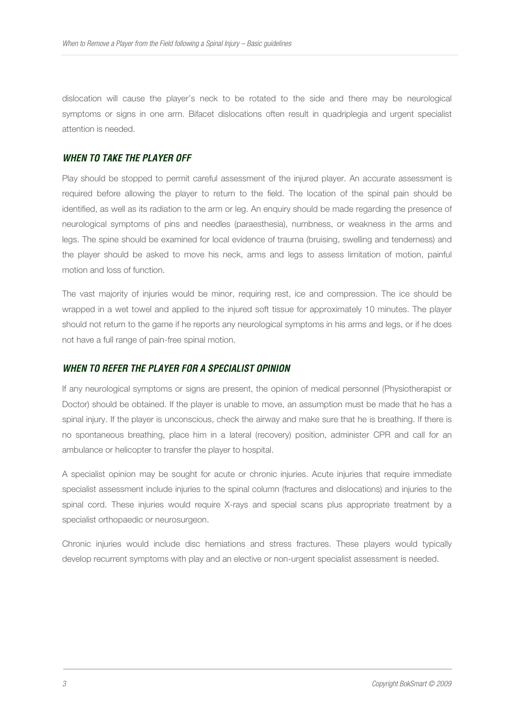dislocation will cause the player's neck to be rotated to the side and there may be neurological symptoms or signs in one arm. Bifacet dislocations often result in quadriplegia and urgent specialist attention is needed.

## *WHEN TO TAKE THE PLAYER OFF*

Play should be stopped to permit careful assessment of the injured player. An accurate assessment is required before allowing the player to return to the field. The location of the spinal pain should be identified, as well as its radiation to the arm or leg. An enquiry should be made regarding the presence of neurological symptoms of pins and needles (paraesthesia), numbness, or weakness in the arms and legs. The spine should be examined for local evidence of trauma (bruising, swelling and tenderness) and the player should be asked to move his neck, arms and legs to assess limitation of motion, painful motion and loss of function.

The vast majority of injuries would be minor, requiring rest, ice and compression. The ice should be wrapped in a wet towel and applied to the injured soft tissue for approximately 10 minutes. The player should not return to the game if he reports any neurological symptoms in his arms and legs, or if he does not have a full range of pain-free spinal motion.

## *WHEN TO REFER THE PLAYER FOR A SPECIALIST OPINION*

If any neurological symptoms or signs are present, the opinion of medical personnel (Physiotherapist or Doctor) should be obtained. If the player is unable to move, an assumption must be made that he has a spinal injury. If the player is unconscious, check the airway and make sure that he is breathing. If there is no spontaneous breathing, place him in a lateral (recovery) position, administer CPR and call for an ambulance or helicopter to transfer the player to hospital.

A specialist opinion may be sought for acute or chronic injuries. Acute injuries that require immediate specialist assessment include injuries to the spinal column (fractures and dislocations) and injuries to the spinal cord. These injuries would require X-rays and special scans plus appropriate treatment by a specialist orthopaedic or neurosurgeon.

Chronic injuries would include disc herniations and stress fractures. These players would typically develop recurrent symptoms with play and an elective or non-urgent specialist assessment is needed.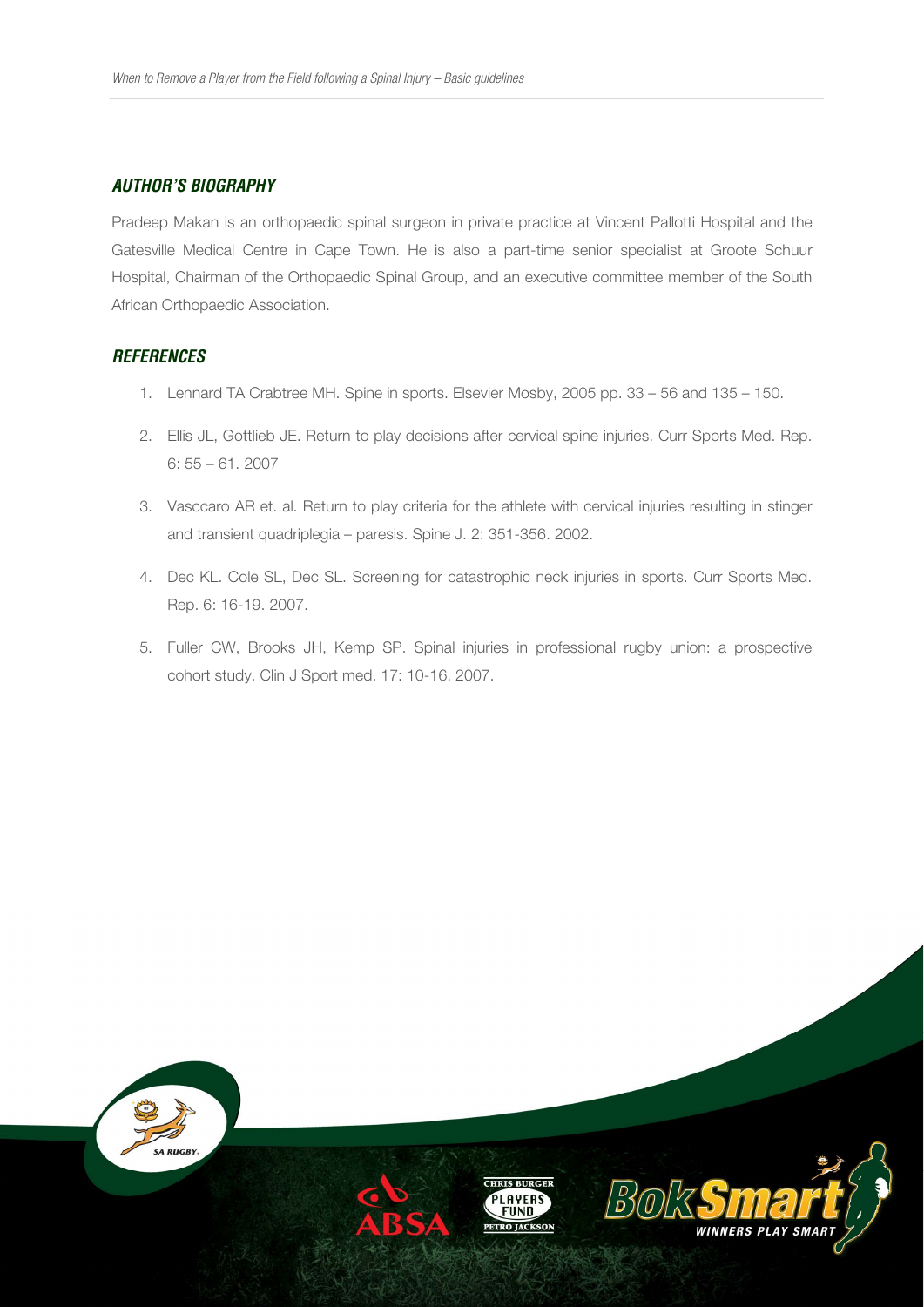### *AUTHOR'S BIOGRAPHY*

Pradeep Makan is an orthopaedic spinal surgeon in private practice at Vincent Pallotti Hospital and the Gatesville Medical Centre in Cape Town. He is also a part-time senior specialist at Groote Schuur Hospital, Chairman of the Orthopaedic Spinal Group, and an executive committee member of the South African Orthopaedic Association.

### *REFERENCES*

1. Lennard TA Crabtree MH. Spine in sports. Elsevier Mosby, 2005 pp. 33 – 56 and 135 – 150.
2. Ellis JL, Gottlieb JE. Return to play decisions after cervical spine injuries. Curr Sports Med. Rep. 6: 55 – 61. 2007
3. Vasccaro AR et. al. Return to play criteria for the athlete with cervical injuries resulting in stinger and transient quadriplegia – paresis. Spine J. 2: 351-356. 2002.
4. Dec KL. Cole SL, Dec SL. Screening for catastrophic neck injuries in sports. Curr Sports Med. Rep. 6: 16-19. 2007.
5. Fuller CW, Brooks JH, Kemp SP. Spinal injuries in professional rugby union: a prospective cohort study. Clin J Sport med. 17: 10-16. 2007.